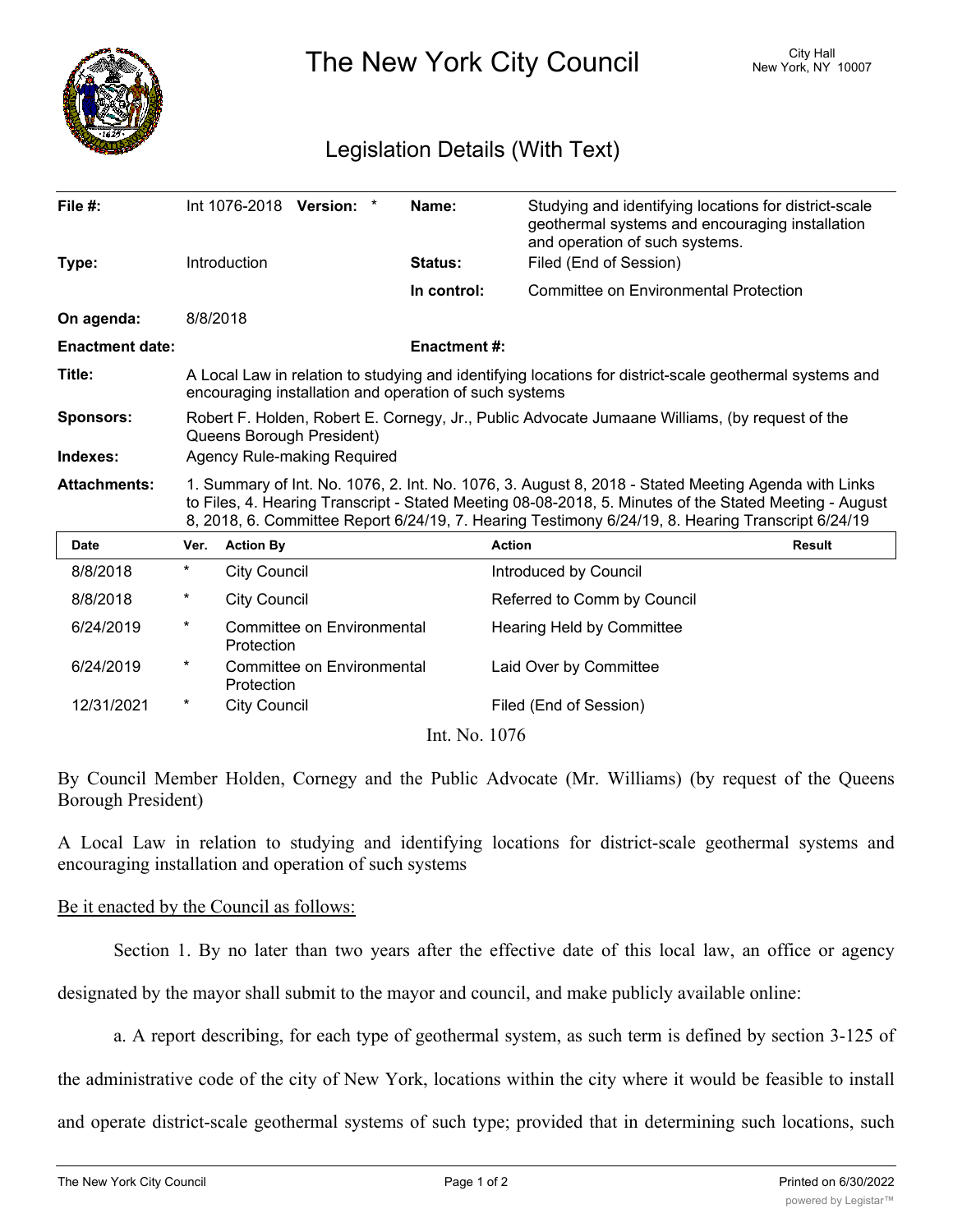# The New York City Council

City Hall
New York, NY 10007

## Legislation Details (With Text)

| | | | |
|---|---|---|---|
| **File #:** | Int 1076-2018 **Version:** * | **Name:** | Studying and identifying locations for district-scale geothermal systems and encouraging installation and operation of such systems. |
| **Type:** | Introduction | **Status:** | Filed (End of Session) |
| | | **In control:** | Committee on Environmental Protection |
| **On agenda:** | 8/8/2018 | | |
| **Enactment date:** | | **Enactment #:** | |
| **Title:** | A Local Law in relation to studying and identifying locations for district-scale geothermal systems and encouraging installation and operation of such systems | | |
| **Sponsors:** | Robert F. Holden, Robert E. Cornegy, Jr., Public Advocate Jumaane Williams, (by request of the Queens Borough President) | | |
| **Indexes:** | Agency Rule-making Required | | |
| **Attachments:** | 1. Summary of Int. No. 1076, 2. Int. No. 1076, 3. August 8, 2018 - Stated Meeting Agenda with Links to Files, 4. Hearing Transcript - Stated Meeting 08-08-2018, 5. Minutes of the Stated Meeting - August 8, 2018, 6. Committee Report 6/24/19, 7. Hearing Testimony 6/24/19, 8. Hearing Transcript 6/24/19 | | |

| Date | Ver. | Action By | Action | Result |
|---|---|---|---|---|
| 8/8/2018 | * | City Council | Introduced by Council | |
| 8/8/2018 | * | City Council | Referred to Comm by Council | |
| 6/24/2019 | * | Committee on Environmental Protection | Hearing Held by Committee | |
| 6/24/2019 | * | Committee on Environmental Protection | Laid Over by Committee | |
| 12/31/2021 | * | City Council | Filed (End of Session) | |

Int. No. 1076

By Council Member Holden, Cornegy and the Public Advocate (Mr. Williams) (by request of the Queens Borough President)

A Local Law in relation to studying and identifying locations for district-scale geothermal systems and encouraging installation and operation of such systems

Be it enacted by the Council as follows:

Section 1. By no later than two years after the effective date of this local law, an office or agency designated by the mayor shall submit to the mayor and council, and make publicly available online:

a. A report describing, for each type of geothermal system, as such term is defined by section 3-125 of the administrative code of the city of New York, locations within the city where it would be feasible to install and operate district-scale geothermal systems of such type; provided that in determining such locations, such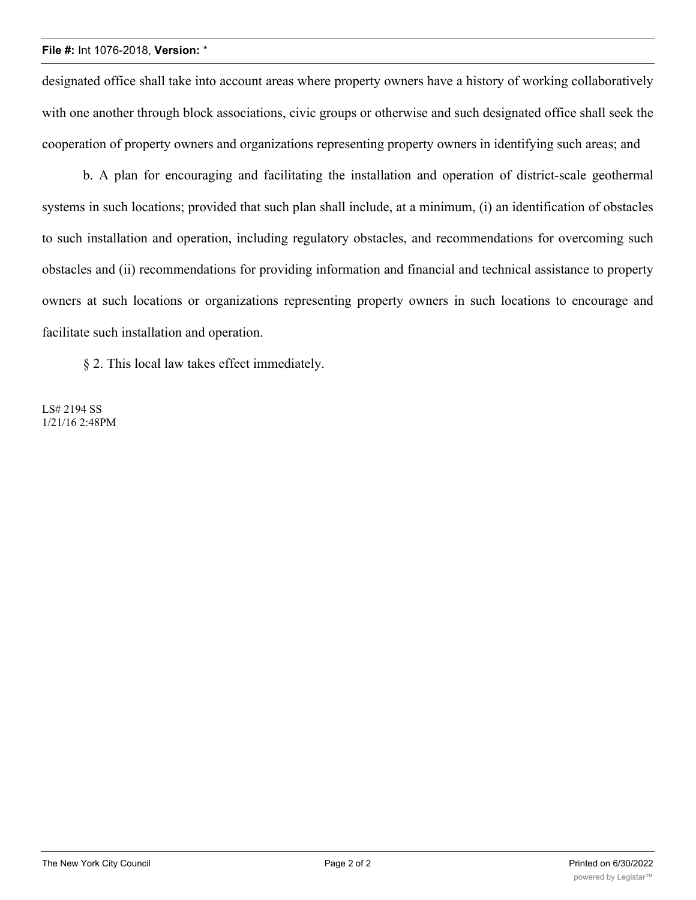designated office shall take into account areas where property owners have a history of working collaboratively with one another through block associations, civic groups or otherwise and such designated office shall seek the cooperation of property owners and organizations representing property owners in identifying such areas; and

b. A plan for encouraging and facilitating the installation and operation of district-scale geothermal systems in such locations; provided that such plan shall include, at a minimum, (i) an identification of obstacles to such installation and operation, including regulatory obstacles, and recommendations for overcoming such obstacles and (ii) recommendations for providing information and financial and technical assistance to property owners at such locations or organizations representing property owners in such locations to encourage and facilitate such installation and operation.

§ 2. This local law takes effect immediately.

LS# 2194 SS
1/21/16 2:48PM